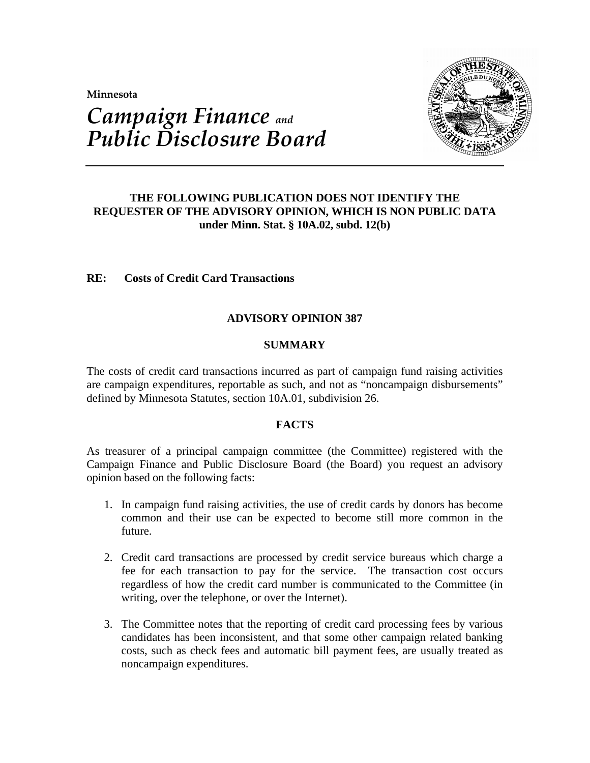**Minnesota**

# *Campaign Finance and Public Disclosure Board*

**THE FOLLOWING PUBLICATION DOES NOT IDENTIFY THE REQUESTER OF THE ADVISORY OPINION, WHICH IS NON PUBLIC DATA under Minn. Stat. § 10A.02, subd. 12(b)**

**RE: Costs of Credit Card Transactions**

## ADVISORY OPINION 387

### SUMMARY

The costs of credit card transactions incurred as part of campaign fund raising activities are campaign expenditures, reportable as such, and not as "noncampaign disbursements" defined by Minnesota Statutes, section 10A.01, subdivision 26.

### FACTS

As treasurer of a principal campaign committee (the Committee) registered with the Campaign Finance and Public Disclosure Board (the Board) you request an advisory opinion based on the following facts:

1. In campaign fund raising activities, the use of credit cards by donors has become common and their use can be expected to become still more common in the future.

2. Credit card transactions are processed by credit service bureaus which charge a fee for each transaction to pay for the service. The transaction cost occurs regardless of how the credit card number is communicated to the Committee (in writing, over the telephone, or over the Internet).

3. The Committee notes that the reporting of credit card processing fees by various candidates has been inconsistent, and that some other campaign related banking costs, such as check fees and automatic bill payment fees, are usually treated as noncampaign expenditures.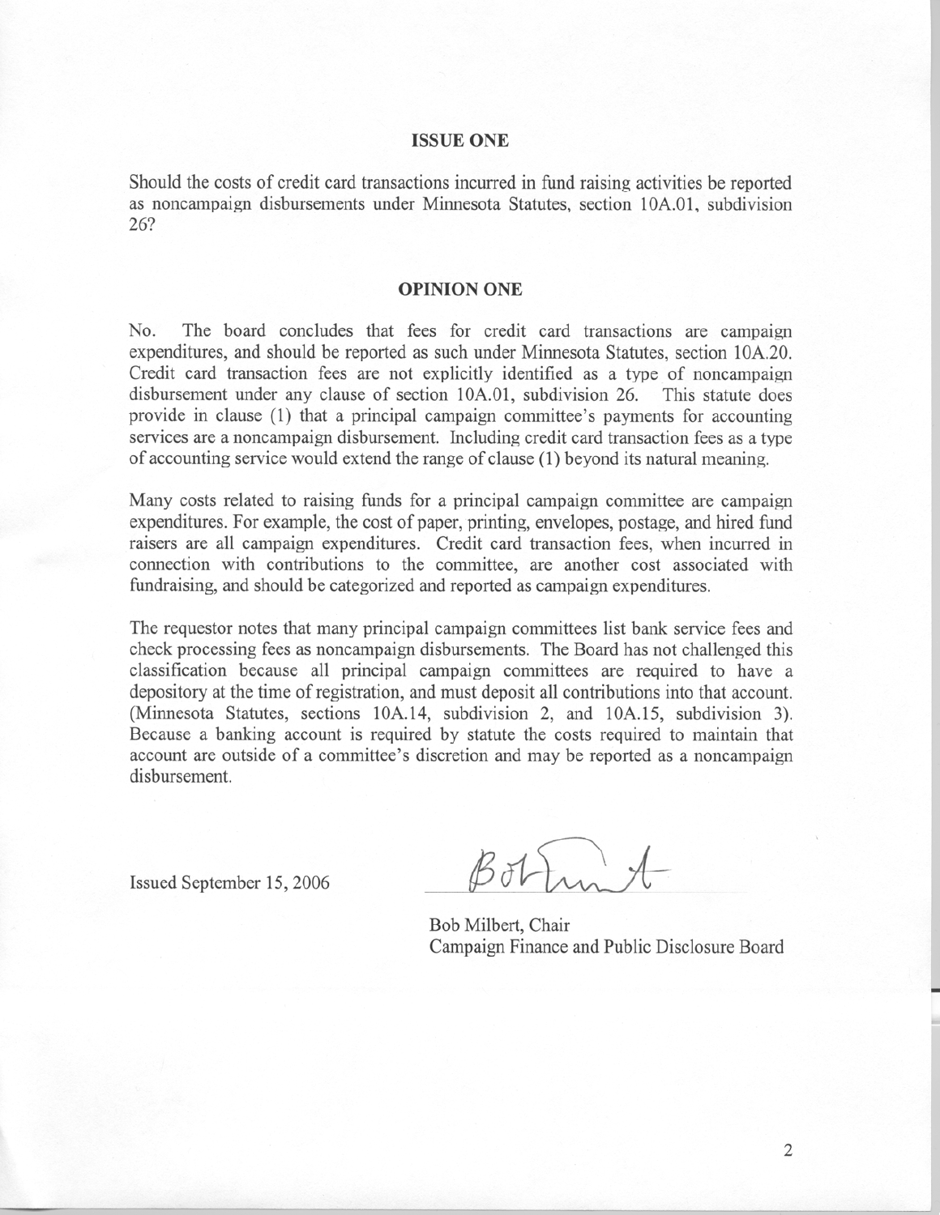## ISSUE ONE

Should the costs of credit card transactions incurred in fund raising activities be reported as noncampaign disbursements under Minnesota Statutes, section 10A.01, subdivision 26?

## OPINION ONE

No. The board concludes that fees for credit card transactions are campaign expenditures, and should be reported as such under Minnesota Statutes, section 10A.20. Credit card transaction fees are not explicitly identified as a type of noncampaign disbursement under any clause of section 10A.01, subdivision 26. This statute does provide in clause (1) that a principal campaign committee's payments for accounting services are a noncampaign disbursement. Including credit card transaction fees as a type of accounting service would extend the range of clause (1) beyond its natural meaning.

Many costs related to raising funds for a principal campaign committee are campaign expenditures. For example, the cost of paper, printing, envelopes, postage, and hired fund raisers are all campaign expenditures. Credit card transaction fees, when incurred in connection with contributions to the committee, are another cost associated with fundraising, and should be categorized and reported as campaign expenditures.

The requestor notes that many principal campaign committees list bank service fees and check processing fees as noncampaign disbursements. The Board has not challenged this classification because all principal campaign committees are required to have a depository at the time of registration, and must deposit all contributions into that account. (Minnesota Statutes, sections 10A.14, subdivision 2, and 10A.15, subdivision 3). Because a banking account is required by statute the costs required to maintain that account are outside of a committee's discretion and may be reported as a noncampaign disbursement.

Issued September 15, 2006

Bob Milbert, Chair
Campaign Finance and Public Disclosure Board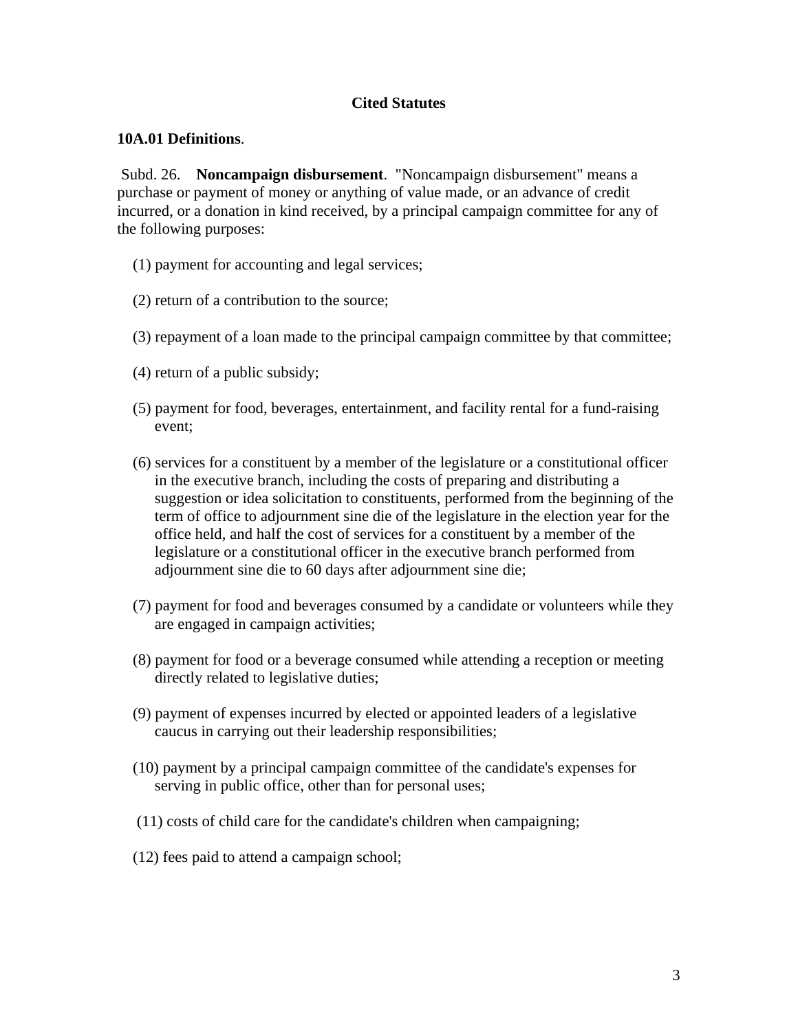## Cited Statutes

**10A.01 Definitions**.

Subd. 26. **Noncampaign disbursement**. "Noncampaign disbursement" means a purchase or payment of money or anything of value made, or an advance of credit incurred, or a donation in kind received, by a principal campaign committee for any of the following purposes:

(1) payment for accounting and legal services;

(2) return of a contribution to the source;

(3) repayment of a loan made to the principal campaign committee by that committee;

(4) return of a public subsidy;

(5) payment for food, beverages, entertainment, and facility rental for a fund-raising event;

(6) services for a constituent by a member of the legislature or a constitutional officer in the executive branch, including the costs of preparing and distributing a suggestion or idea solicitation to constituents, performed from the beginning of the term of office to adjournment sine die of the legislature in the election year for the office held, and half the cost of services for a constituent by a member of the legislature or a constitutional officer in the executive branch performed from adjournment sine die to 60 days after adjournment sine die;

(7) payment for food and beverages consumed by a candidate or volunteers while they are engaged in campaign activities;

(8) payment for food or a beverage consumed while attending a reception or meeting directly related to legislative duties;

(9) payment of expenses incurred by elected or appointed leaders of a legislative caucus in carrying out their leadership responsibilities;

(10) payment by a principal campaign committee of the candidate's expenses for serving in public office, other than for personal uses;

(11) costs of child care for the candidate's children when campaigning;

(12) fees paid to attend a campaign school;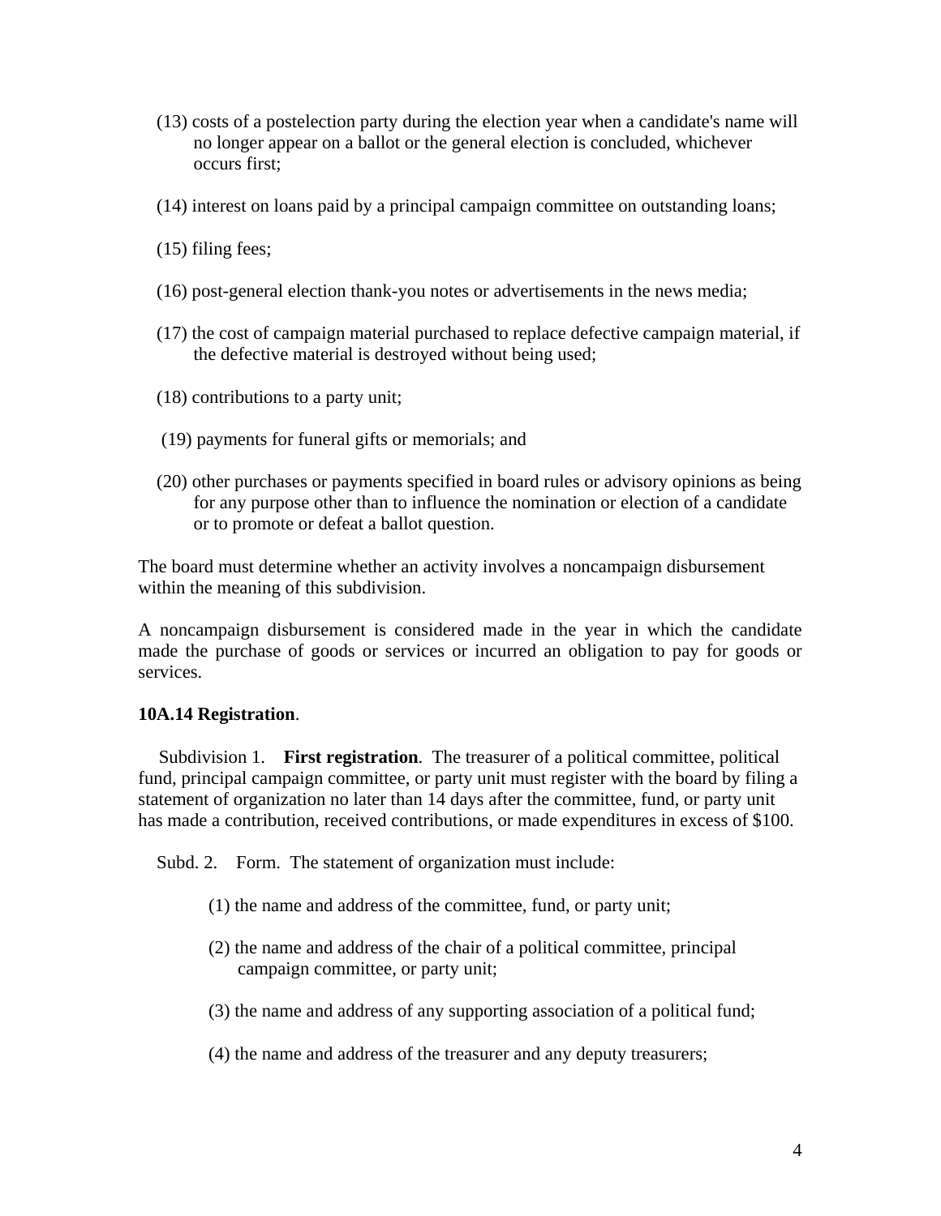(13) costs of a postelection party during the election year when a candidate's name will no longer appear on a ballot or the general election is concluded, whichever occurs first;

(14) interest on loans paid by a principal campaign committee on outstanding loans;

(15) filing fees;

(16) post-general election thank-you notes or advertisements in the news media;

(17) the cost of campaign material purchased to replace defective campaign material, if the defective material is destroyed without being used;

(18) contributions to a party unit;

(19) payments for funeral gifts or memorials; and

(20) other purchases or payments specified in board rules or advisory opinions as being for any purpose other than to influence the nomination or election of a candidate or to promote or defeat a ballot question.

The board must determine whether an activity involves a noncampaign disbursement within the meaning of this subdivision.

A noncampaign disbursement is considered made in the year in which the candidate made the purchase of goods or services or incurred an obligation to pay for goods or services.

**10A.14 Registration**.

Subdivision 1. **First registration**. The treasurer of a political committee, political fund, principal campaign committee, or party unit must register with the board by filing a statement of organization no later than 14 days after the committee, fund, or party unit has made a contribution, received contributions, or made expenditures in excess of $100.

Subd. 2. Form. The statement of organization must include:

(1) the name and address of the committee, fund, or party unit;

(2) the name and address of the chair of a political committee, principal campaign committee, or party unit;

(3) the name and address of any supporting association of a political fund;

(4) the name and address of the treasurer and any deputy treasurers;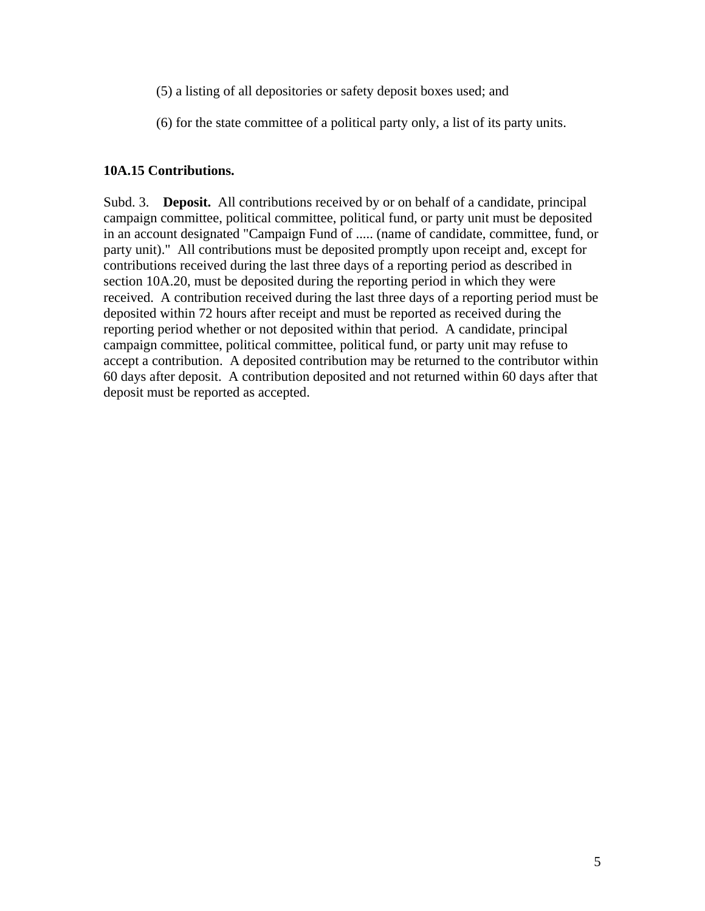(5) a listing of all depositories or safety deposit boxes used; and

(6) for the state committee of a political party only, a list of its party units.

**10A.15 Contributions.**

Subd. 3. **Deposit.** All contributions received by or on behalf of a candidate, principal campaign committee, political committee, political fund, or party unit must be deposited in an account designated "Campaign Fund of ..... (name of candidate, committee, fund, or party unit)." All contributions must be deposited promptly upon receipt and, except for contributions received during the last three days of a reporting period as described in section 10A.20, must be deposited during the reporting period in which they were received. A contribution received during the last three days of a reporting period must be deposited within 72 hours after receipt and must be reported as received during the reporting period whether or not deposited within that period. A candidate, principal campaign committee, political committee, political fund, or party unit may refuse to accept a contribution. A deposited contribution may be returned to the contributor within 60 days after deposit. A contribution deposited and not returned within 60 days after that deposit must be reported as accepted.